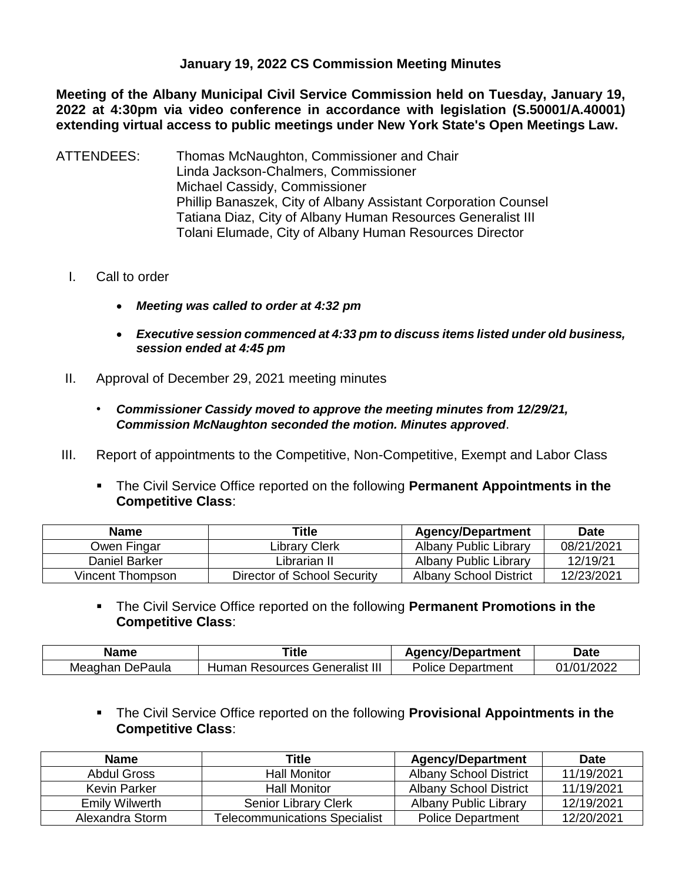# January 19, 2022 CS Commission Meeting Minutes

**Meeting of the Albany Municipal Civil Service Commission held on Tuesday, January 19, 2022 at 4:30pm via video conference in accordance with legislation (S.50001/A.40001) extending virtual access to public meetings under New York State's Open Meetings Law.**

ATTENDEES: Thomas McNaughton, Commissioner and Chair
Linda Jackson-Chalmers, Commissioner
Michael Cassidy, Commissioner
Phillip Banaszek, City of Albany Assistant Corporation Counsel
Tatiana Diaz, City of Albany Human Resources Generalist III
Tolani Elumade, City of Albany Human Resources Director

I. Call to order

- ***Meeting was called to order at 4:32 pm***
- ***Executive session commenced at 4:33 pm to discuss items listed under old business, session ended at 4:45 pm***

II. Approval of December 29, 2021 meeting minutes

- ***Commissioner Cassidy moved to approve the meeting minutes from 12/29/21, Commission McNaughton seconded the motion. Minutes approved***.

III. Report of appointments to the Competitive, Non-Competitive, Exempt and Labor Class

- The Civil Service Office reported on the following **Permanent Appointments in the Competitive Class**:

| Name | Title | Agency/Department | Date |
|---|---|---|---|
| Owen Fingar | Library Clerk | Albany Public Library | 08/21/2021 |
| Daniel Barker | Librarian II | Albany Public Library | 12/19/21 |
| Vincent Thompson | Director of School Security | Albany School District | 12/23/2021 |

- The Civil Service Office reported on the following **Permanent Promotions in the Competitive Class**:

| Name | Title | Agency/Department | Date |
|---|---|---|---|
| Meaghan DePaula | Human Resources Generalist III | Police Department | 01/01/2022 |

- The Civil Service Office reported on the following **Provisional Appointments in the Competitive Class**:

| Name | Title | Agency/Department | Date |
|---|---|---|---|
| Abdul Gross | Hall Monitor | Albany School District | 11/19/2021 |
| Kevin Parker | Hall Monitor | Albany School District | 11/19/2021 |
| Emily Wilwerth | Senior Library Clerk | Albany Public Library | 12/19/2021 |
| Alexandra Storm | Telecommunications Specialist | Police Department | 12/20/2021 |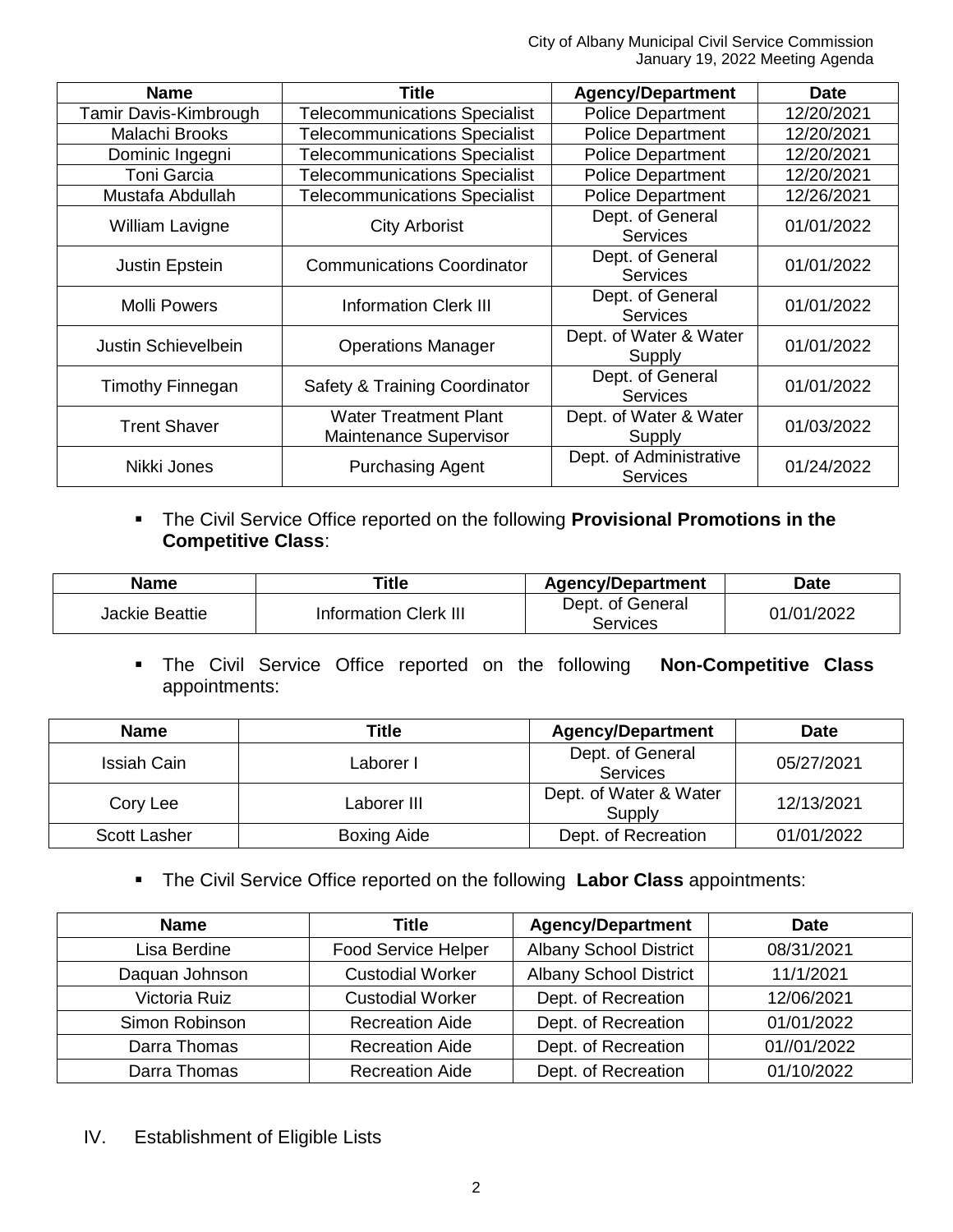| Name | Title | Agency/Department | Date |
|---|---|---|---|
| Tamir Davis-Kimbrough | Telecommunications Specialist | Police Department | 12/20/2021 |
| Malachi Brooks | Telecommunications Specialist | Police Department | 12/20/2021 |
| Dominic Ingegni | Telecommunications Specialist | Police Department | 12/20/2021 |
| Toni Garcia | Telecommunications Specialist | Police Department | 12/20/2021 |
| Mustafa Abdullah | Telecommunications Specialist | Police Department | 12/26/2021 |
| William Lavigne | City Arborist | Dept. of General Services | 01/01/2022 |
| Justin Epstein | Communications Coordinator | Dept. of General Services | 01/01/2022 |
| Molli Powers | Information Clerk III | Dept. of General Services | 01/01/2022 |
| Justin Schievelbein | Operations Manager | Dept. of Water & Water Supply | 01/01/2022 |
| Timothy Finnegan | Safety & Training Coordinator | Dept. of General Services | 01/01/2022 |
| Trent Shaver | Water Treatment Plant Maintenance Supervisor | Dept. of Water & Water Supply | 01/03/2022 |
| Nikki Jones | Purchasing Agent | Dept. of Administrative Services | 01/24/2022 |

- The Civil Service Office reported on the following **Provisional Promotions in the Competitive Class**:

| Name | Title | Agency/Department | Date |
|---|---|---|---|
| Jackie Beattie | Information Clerk III | Dept. of General Services | 01/01/2022 |

- The Civil Service Office reported on the following **Non-Competitive Class** appointments:

| Name | Title | Agency/Department | Date |
|---|---|---|---|
| Issiah Cain | Laborer I | Dept. of General Services | 05/27/2021 |
| Cory Lee | Laborer III | Dept. of Water & Water Supply | 12/13/2021 |
| Scott Lasher | Boxing Aide | Dept. of Recreation | 01/01/2022 |

- The Civil Service Office reported on the following **Labor Class** appointments:

| Name | Title | Agency/Department | Date |
|---|---|---|---|
| Lisa Berdine | Food Service Helper | Albany School District | 08/31/2021 |
| Daquan Johnson | Custodial Worker | Albany School District | 11/1/2021 |
| Victoria Ruiz | Custodial Worker | Dept. of Recreation | 12/06/2021 |
| Simon Robinson | Recreation Aide | Dept. of Recreation | 01/01/2022 |
| Darra Thomas | Recreation Aide | Dept. of Recreation | 01//01/2022 |
| Darra Thomas | Recreation Aide | Dept. of Recreation | 01/10/2022 |

IV. Establishment of Eligible Lists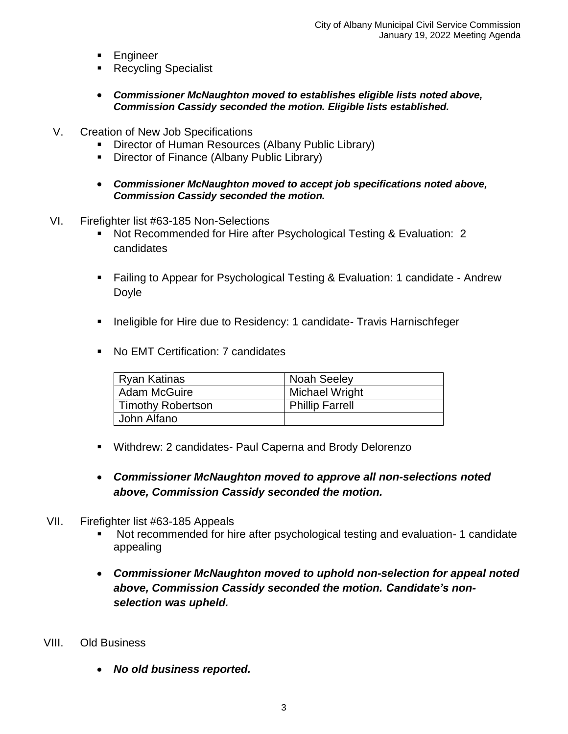- Engineer
- Recycling Specialist

- ***Commissioner McNaughton moved to establishes eligible lists noted above, Commission Cassidy seconded the motion. Eligible lists established.***

V. Creation of New Job Specifications
   - Director of Human Resources (Albany Public Library)
   - Director of Finance (Albany Public Library)

   - ***Commissioner McNaughton moved to accept job specifications noted above, Commission Cassidy seconded the motion.***

VI. Firefighter list #63-185 Non-Selections
   - Not Recommended for Hire after Psychological Testing & Evaluation: 2 candidates

   - Failing to Appear for Psychological Testing & Evaluation: 1 candidate - Andrew Doyle

   - Ineligible for Hire due to Residency: 1 candidate- Travis Harnischfeger

   - No EMT Certification: 7 candidates

| | |
|---|---|
| Ryan Katinas | Noah Seeley |
| Adam McGuire | Michael Wright |
| Timothy Robertson | Phillip Farrell |
| John Alfano | |

   - Withdrew: 2 candidates- Paul Caperna and Brody Delorenzo

   - ***Commissioner McNaughton moved to approve all non-selections noted above, Commission Cassidy seconded the motion.***

VII. Firefighter list #63-185 Appeals
   - Not recommended for hire after psychological testing and evaluation- 1 candidate appealing

   - ***Commissioner McNaughton moved to uphold non-selection for appeal noted above, Commission Cassidy seconded the motion. Candidate's non-selection was upheld.***

VIII. Old Business

   - ***No old business reported.***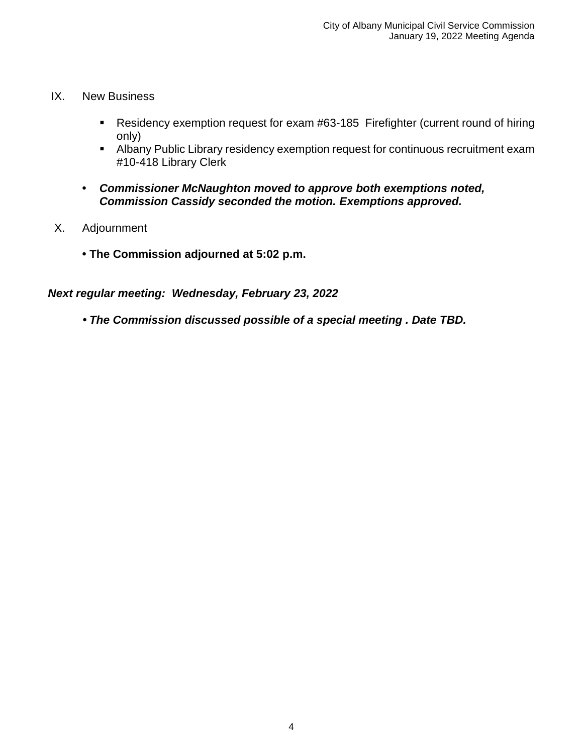IX. New Business

- Residency exemption request for exam #63-185 Firefighter (current round of hiring only)
- Albany Public Library residency exemption request for continuous recruitment exam #10-418 Library Clerk

- ***Commissioner McNaughton moved to approve both exemptions noted, Commission Cassidy seconded the motion. Exemptions approved.***

X. Adjournment

- **The Commission adjourned at 5:02 p.m.**

***Next regular meeting: Wednesday, February 23, 2022***

- ***The Commission discussed possible of a special meeting . Date TBD.***